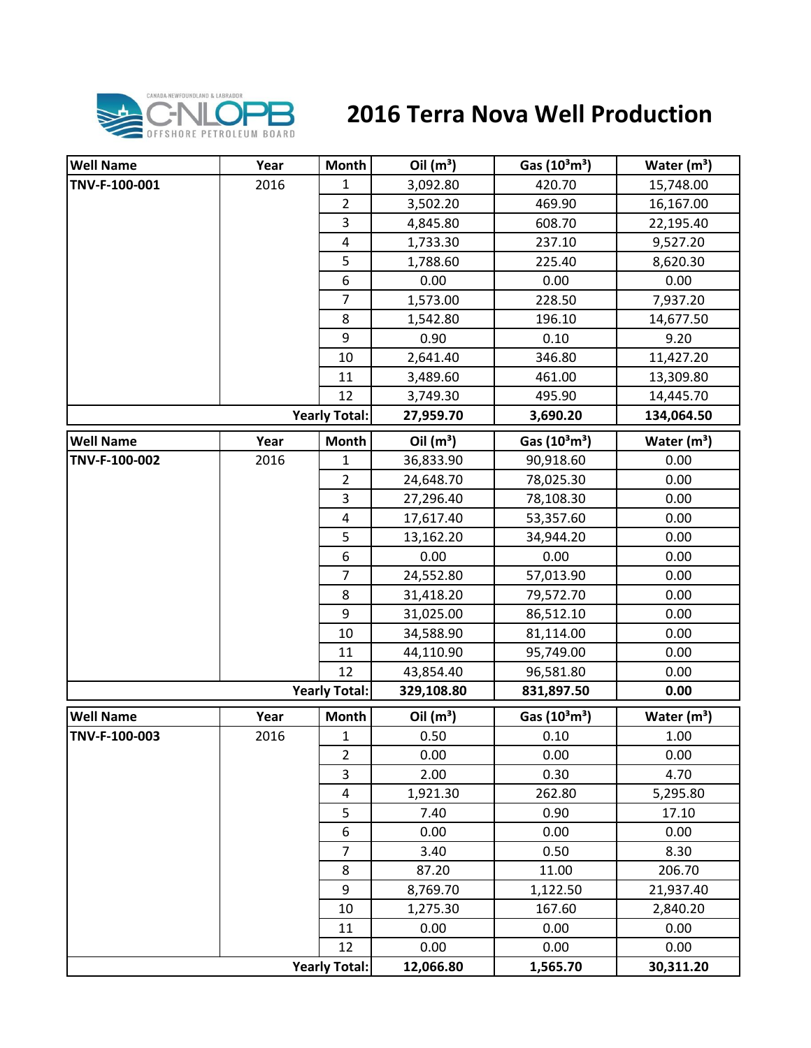# 2016 Terra Nova Well Production

| Well Name | Year | Month | Oil ($m^3$) | Gas ($10^3m^3$) | Water ($m^3$) |
|---|---|---|---|---|---|
| **TNV-F-100-001** | 2016 | 1 | 3,092.80 | 420.70 | 15,748.00 |
| | | 2 | 3,502.20 | 469.90 | 16,167.00 |
| | | 3 | 4,845.80 | 608.70 | 22,195.40 |
| | | 4 | 1,733.30 | 237.10 | 9,527.20 |
| | | 5 | 1,788.60 | 225.40 | 8,620.30 |
| | | 6 | 0.00 | 0.00 | 0.00 |
| | | 7 | 1,573.00 | 228.50 | 7,937.20 |
| | | 8 | 1,542.80 | 196.10 | 14,677.50 |
| | | 9 | 0.90 | 0.10 | 9.20 |
| | | 10 | 2,641.40 | 346.80 | 11,427.20 |
| | | 11 | 3,489.60 | 461.00 | 13,309.80 |
| | | 12 | 3,749.30 | 495.90 | 14,445.70 |
| | | **Yearly Total:** | **27,959.70** | **3,690.20** | **134,064.50** |

| Well Name | Year | Month | Oil ($m^3$) | Gas ($10^3m^3$) | Water ($m^3$) |
|---|---|---|---|---|---|
| **TNV-F-100-002** | 2016 | 1 | 36,833.90 | 90,918.60 | 0.00 |
| | | 2 | 24,648.70 | 78,025.30 | 0.00 |
| | | 3 | 27,296.40 | 78,108.30 | 0.00 |
| | | 4 | 17,617.40 | 53,357.60 | 0.00 |
| | | 5 | 13,162.20 | 34,944.20 | 0.00 |
| | | 6 | 0.00 | 0.00 | 0.00 |
| | | 7 | 24,552.80 | 57,013.90 | 0.00 |
| | | 8 | 31,418.20 | 79,572.70 | 0.00 |
| | | 9 | 31,025.00 | 86,512.10 | 0.00 |
| | | 10 | 34,588.90 | 81,114.00 | 0.00 |
| | | 11 | 44,110.90 | 95,749.00 | 0.00 |
| | | 12 | 43,854.40 | 96,581.80 | 0.00 |
| | | **Yearly Total:** | **329,108.80** | **831,897.50** | **0.00** |

| Well Name | Year | Month | Oil ($m^3$) | Gas ($10^3m^3$) | Water ($m^3$) |
|---|---|---|---|---|---|
| **TNV-F-100-003** | 2016 | 1 | 0.50 | 0.10 | 1.00 |
| | | 2 | 0.00 | 0.00 | 0.00 |
| | | 3 | 2.00 | 0.30 | 4.70 |
| | | 4 | 1,921.30 | 262.80 | 5,295.80 |
| | | 5 | 7.40 | 0.90 | 17.10 |
| | | 6 | 0.00 | 0.00 | 0.00 |
| | | 7 | 3.40 | 0.50 | 8.30 |
| | | 8 | 87.20 | 11.00 | 206.70 |
| | | 9 | 8,769.70 | 1,122.50 | 21,937.40 |
| | | 10 | 1,275.30 | 167.60 | 2,840.20 |
| | | 11 | 0.00 | 0.00 | 0.00 |
| | | 12 | 0.00 | 0.00 | 0.00 |
| | | **Yearly Total:** | **12,066.80** | **1,565.70** | **30,311.20** |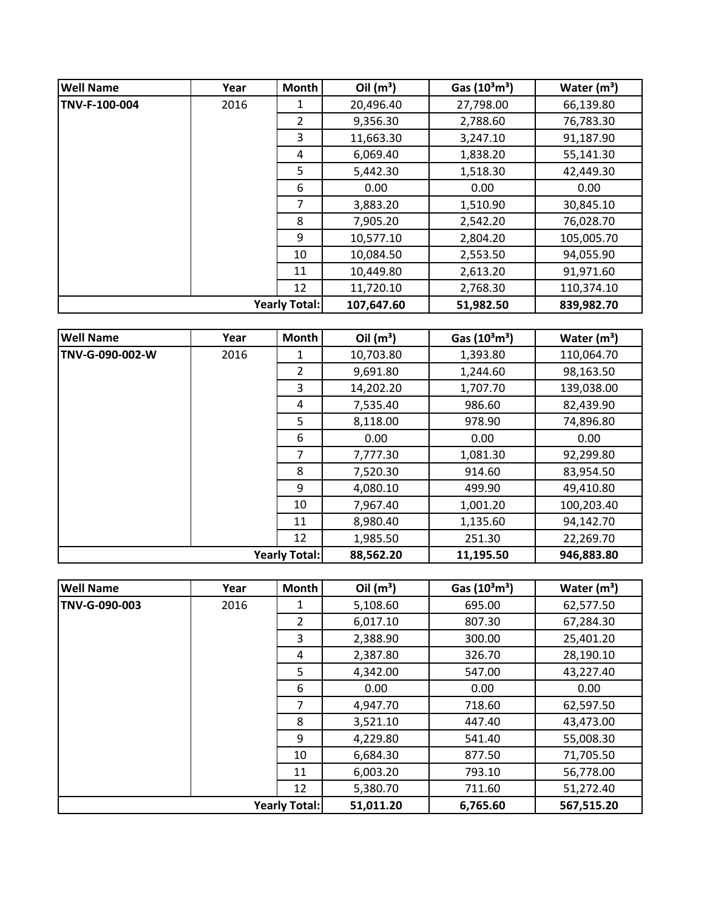| Well Name | Year | Month | Oil ($m^3$) | Gas ($10^3m^3$) | Water ($m^3$) |
|---|---|---|---|---|---|
| TNV-F-100-004 | 2016 | 1 | 20,496.40 | 27,798.00 | 66,139.80 |
| | | 2 | 9,356.30 | 2,788.60 | 76,783.30 |
| | | 3 | 11,663.30 | 3,247.10 | 91,187.90 |
| | | 4 | 6,069.40 | 1,838.20 | 55,141.30 |
| | | 5 | 5,442.30 | 1,518.30 | 42,449.30 |
| | | 6 | 0.00 | 0.00 | 0.00 |
| | | 7 | 3,883.20 | 1,510.90 | 30,845.10 |
| | | 8 | 7,905.20 | 2,542.20 | 76,028.70 |
| | | 9 | 10,577.10 | 2,804.20 | 105,005.70 |
| | | 10 | 10,084.50 | 2,553.50 | 94,055.90 |
| | | 11 | 10,449.80 | 2,613.20 | 91,971.60 |
| | | 12 | 11,720.10 | 2,768.30 | 110,374.10 |
| | | **Yearly Total:** | **107,647.60** | **51,982.50** | **839,982.70** |

| Well Name | Year | Month | Oil ($m^3$) | Gas ($10^3m^3$) | Water ($m^3$) |
|---|---|---|---|---|---|
| TNV-G-090-002-W | 2016 | 1 | 10,703.80 | 1,393.80 | 110,064.70 |
| | | 2 | 9,691.80 | 1,244.60 | 98,163.50 |
| | | 3 | 14,202.20 | 1,707.70 | 139,038.00 |
| | | 4 | 7,535.40 | 986.60 | 82,439.90 |
| | | 5 | 8,118.00 | 978.90 | 74,896.80 |
| | | 6 | 0.00 | 0.00 | 0.00 |
| | | 7 | 7,777.30 | 1,081.30 | 92,299.80 |
| | | 8 | 7,520.30 | 914.60 | 83,954.50 |
| | | 9 | 4,080.10 | 499.90 | 49,410.80 |
| | | 10 | 7,967.40 | 1,001.20 | 100,203.40 |
| | | 11 | 8,980.40 | 1,135.60 | 94,142.70 |
| | | 12 | 1,985.50 | 251.30 | 22,269.70 |
| | | **Yearly Total:** | **88,562.20** | **11,195.50** | **946,883.80** |

| Well Name | Year | Month | Oil ($m^3$) | Gas ($10^3m^3$) | Water ($m^3$) |
|---|---|---|---|---|---|
| TNV-G-090-003 | 2016 | 1 | 5,108.60 | 695.00 | 62,577.50 |
| | | 2 | 6,017.10 | 807.30 | 67,284.30 |
| | | 3 | 2,388.90 | 300.00 | 25,401.20 |
| | | 4 | 2,387.80 | 326.70 | 28,190.10 |
| | | 5 | 4,342.00 | 547.00 | 43,227.40 |
| | | 6 | 0.00 | 0.00 | 0.00 |
| | | 7 | 4,947.70 | 718.60 | 62,597.50 |
| | | 8 | 3,521.10 | 447.40 | 43,473.00 |
| | | 9 | 4,229.80 | 541.40 | 55,008.30 |
| | | 10 | 6,684.30 | 877.50 | 71,705.50 |
| | | 11 | 6,003.20 | 793.10 | 56,778.00 |
| | | 12 | 5,380.70 | 711.60 | 51,272.40 |
| | | **Yearly Total:** | **51,011.20** | **6,765.60** | **567,515.20** |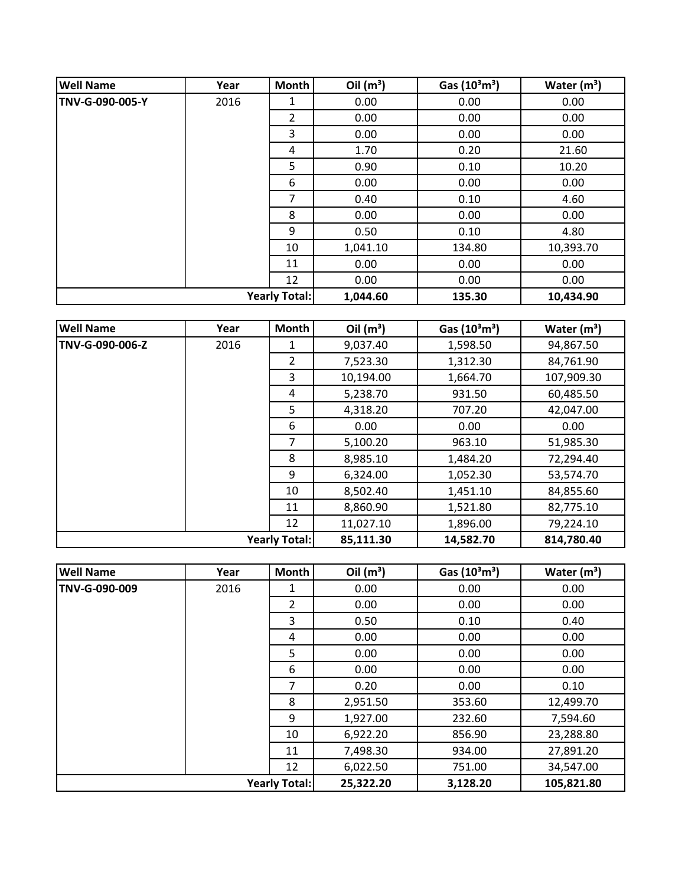| Well Name | Year | Month | Oil ($m^3$) | Gas ($10^3m^3$) | Water ($m^3$) |
|---|---|---|---|---|---|
| TNV-G-090-005-Y | 2016 | 1 | 0.00 | 0.00 | 0.00 |
| | | 2 | 0.00 | 0.00 | 0.00 |
| | | 3 | 0.00 | 0.00 | 0.00 |
| | | 4 | 1.70 | 0.20 | 21.60 |
| | | 5 | 0.90 | 0.10 | 10.20 |
| | | 6 | 0.00 | 0.00 | 0.00 |
| | | 7 | 0.40 | 0.10 | 4.60 |
| | | 8 | 0.00 | 0.00 | 0.00 |
| | | 9 | 0.50 | 0.10 | 4.80 |
| | | 10 | 1,041.10 | 134.80 | 10,393.70 |
| | | 11 | 0.00 | 0.00 | 0.00 |
| | | 12 | 0.00 | 0.00 | 0.00 |
| | | **Yearly Total:** | **1,044.60** | **135.30** | **10,434.90** |

| Well Name | Year | Month | Oil ($m^3$) | Gas ($10^3m^3$) | Water ($m^3$) |
|---|---|---|---|---|---|
| TNV-G-090-006-Z | 2016 | 1 | 9,037.40 | 1,598.50 | 94,867.50 |
| | | 2 | 7,523.30 | 1,312.30 | 84,761.90 |
| | | 3 | 10,194.00 | 1,664.70 | 107,909.30 |
| | | 4 | 5,238.70 | 931.50 | 60,485.50 |
| | | 5 | 4,318.20 | 707.20 | 42,047.00 |
| | | 6 | 0.00 | 0.00 | 0.00 |
| | | 7 | 5,100.20 | 963.10 | 51,985.30 |
| | | 8 | 8,985.10 | 1,484.20 | 72,294.40 |
| | | 9 | 6,324.00 | 1,052.30 | 53,574.70 |
| | | 10 | 8,502.40 | 1,451.10 | 84,855.60 |
| | | 11 | 8,860.90 | 1,521.80 | 82,775.10 |
| | | 12 | 11,027.10 | 1,896.00 | 79,224.10 |
| | | **Yearly Total:** | **85,111.30** | **14,582.70** | **814,780.40** |

| Well Name | Year | Month | Oil ($m^3$) | Gas ($10^3m^3$) | Water ($m^3$) |
|---|---|---|---|---|---|
| TNV-G-090-009 | 2016 | 1 | 0.00 | 0.00 | 0.00 |
| | | 2 | 0.00 | 0.00 | 0.00 |
| | | 3 | 0.50 | 0.10 | 0.40 |
| | | 4 | 0.00 | 0.00 | 0.00 |
| | | 5 | 0.00 | 0.00 | 0.00 |
| | | 6 | 0.00 | 0.00 | 0.00 |
| | | 7 | 0.20 | 0.00 | 0.10 |
| | | 8 | 2,951.50 | 353.60 | 12,499.70 |
| | | 9 | 1,927.00 | 232.60 | 7,594.60 |
| | | 10 | 6,922.20 | 856.90 | 23,288.80 |
| | | 11 | 7,498.30 | 934.00 | 27,891.20 |
| | | 12 | 6,022.50 | 751.00 | 34,547.00 |
| | | **Yearly Total:** | **25,322.20** | **3,128.20** | **105,821.80** |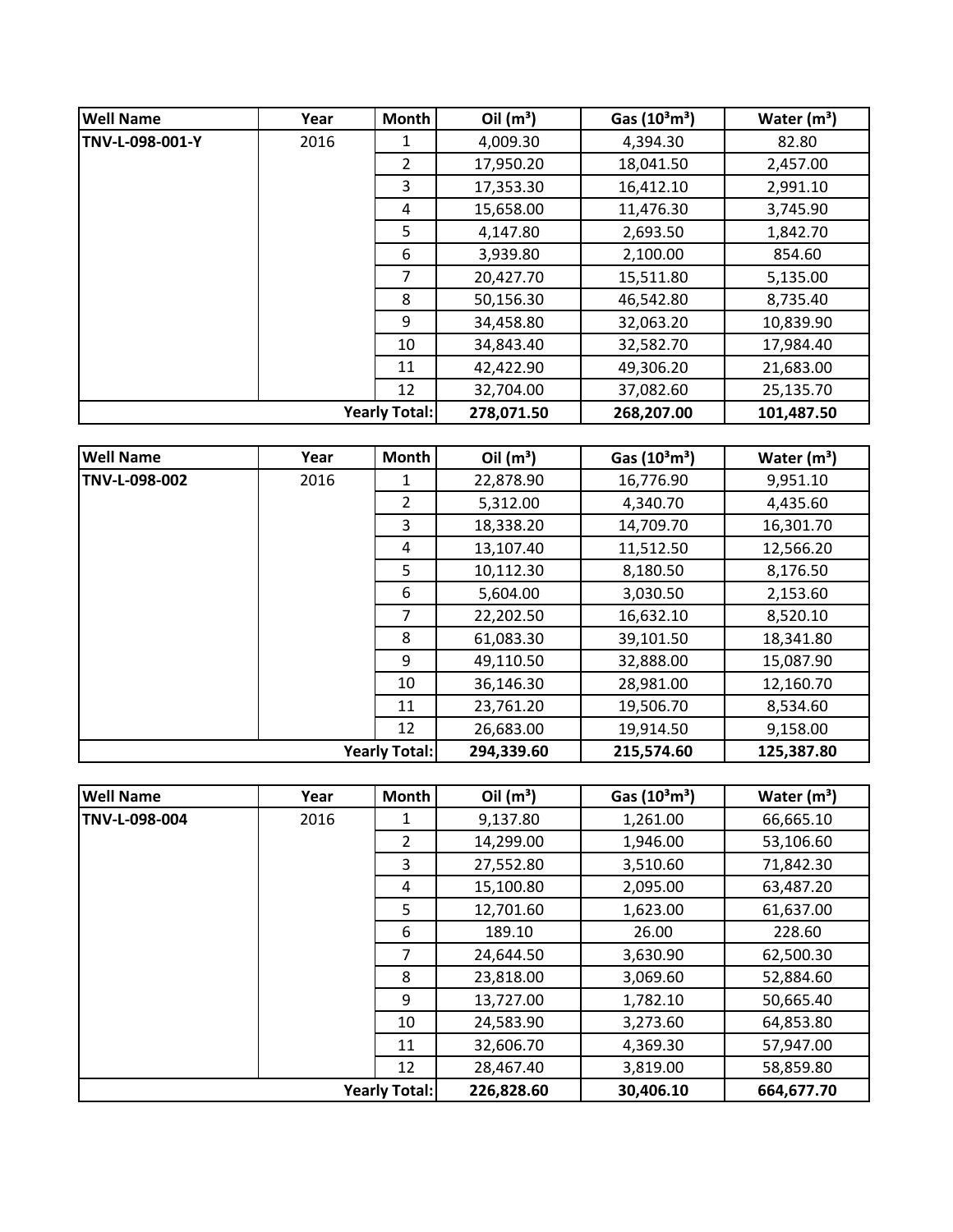| Well Name | Year | Month | Oil ($m^3$) | Gas ($10^3m^3$) | Water ($m^3$) |
|---|---|---|---|---|---|
| **TNV-L-098-001-Y** | 2016 | 1 | 4,009.30 | 4,394.30 | 82.80 |
| | | 2 | 17,950.20 | 18,041.50 | 2,457.00 |
| | | 3 | 17,353.30 | 16,412.10 | 2,991.10 |
| | | 4 | 15,658.00 | 11,476.30 | 3,745.90 |
| | | 5 | 4,147.80 | 2,693.50 | 1,842.70 |
| | | 6 | 3,939.80 | 2,100.00 | 854.60 |
| | | 7 | 20,427.70 | 15,511.80 | 5,135.00 |
| | | 8 | 50,156.30 | 46,542.80 | 8,735.40 |
| | | 9 | 34,458.80 | 32,063.20 | 10,839.90 |
| | | 10 | 34,843.40 | 32,582.70 | 17,984.40 |
| | | 11 | 42,422.90 | 49,306.20 | 21,683.00 |
| | | 12 | 32,704.00 | 37,082.60 | 25,135.70 |
| | | **Yearly Total:** | **278,071.50** | **268,207.00** | **101,487.50** |

| Well Name | Year | Month | Oil ($m^3$) | Gas ($10^3m^3$) | Water ($m^3$) |
|---|---|---|---|---|---|
| **TNV-L-098-002** | 2016 | 1 | 22,878.90 | 16,776.90 | 9,951.10 |
| | | 2 | 5,312.00 | 4,340.70 | 4,435.60 |
| | | 3 | 18,338.20 | 14,709.70 | 16,301.70 |
| | | 4 | 13,107.40 | 11,512.50 | 12,566.20 |
| | | 5 | 10,112.30 | 8,180.50 | 8,176.50 |
| | | 6 | 5,604.00 | 3,030.50 | 2,153.60 |
| | | 7 | 22,202.50 | 16,632.10 | 8,520.10 |
| | | 8 | 61,083.30 | 39,101.50 | 18,341.80 |
| | | 9 | 49,110.50 | 32,888.00 | 15,087.90 |
| | | 10 | 36,146.30 | 28,981.00 | 12,160.70 |
| | | 11 | 23,761.20 | 19,506.70 | 8,534.60 |
| | | 12 | 26,683.00 | 19,914.50 | 9,158.00 |
| | | **Yearly Total:** | **294,339.60** | **215,574.60** | **125,387.80** |

| Well Name | Year | Month | Oil ($m^3$) | Gas ($10^3m^3$) | Water ($m^3$) |
|---|---|---|---|---|---|
| **TNV-L-098-004** | 2016 | 1 | 9,137.80 | 1,261.00 | 66,665.10 |
| | | 2 | 14,299.00 | 1,946.00 | 53,106.60 |
| | | 3 | 27,552.80 | 3,510.60 | 71,842.30 |
| | | 4 | 15,100.80 | 2,095.00 | 63,487.20 |
| | | 5 | 12,701.60 | 1,623.00 | 61,637.00 |
| | | 6 | 189.10 | 26.00 | 228.60 |
| | | 7 | 24,644.50 | 3,630.90 | 62,500.30 |
| | | 8 | 23,818.00 | 3,069.60 | 52,884.60 |
| | | 9 | 13,727.00 | 1,782.10 | 50,665.40 |
| | | 10 | 24,583.90 | 3,273.60 | 64,853.80 |
| | | 11 | 32,606.70 | 4,369.30 | 57,947.00 |
| | | 12 | 28,467.40 | 3,819.00 | 58,859.80 |
| | | **Yearly Total:** | **226,828.60** | **30,406.10** | **664,677.70** |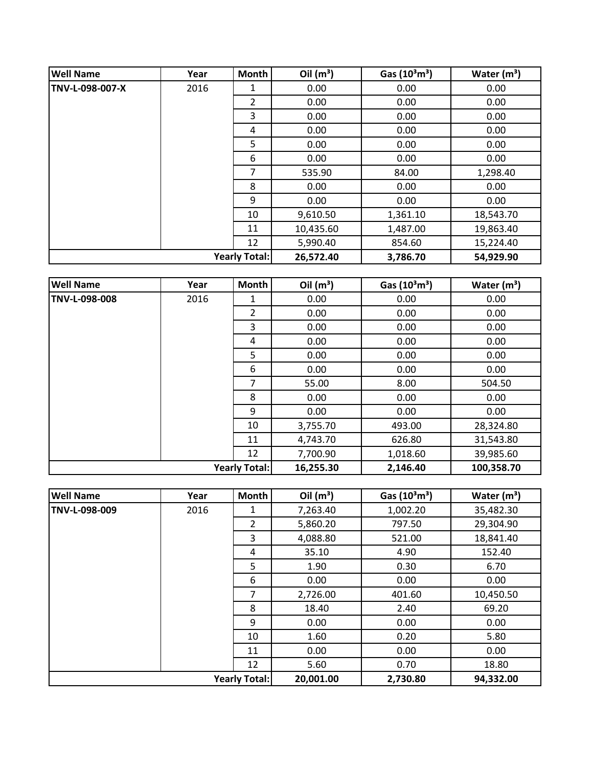| Well Name | Year | Month | Oil ($m^3$) | Gas ($10^3m^3$) | Water ($m^3$) |
|---|---|---|---|---|---|
| **TNV-L-098-007-X** | 2016 | 1 | 0.00 | 0.00 | 0.00 |
| | | 2 | 0.00 | 0.00 | 0.00 |
| | | 3 | 0.00 | 0.00 | 0.00 |
| | | 4 | 0.00 | 0.00 | 0.00 |
| | | 5 | 0.00 | 0.00 | 0.00 |
| | | 6 | 0.00 | 0.00 | 0.00 |
| | | 7 | 535.90 | 84.00 | 1,298.40 |
| | | 8 | 0.00 | 0.00 | 0.00 |
| | | 9 | 0.00 | 0.00 | 0.00 |
| | | 10 | 9,610.50 | 1,361.10 | 18,543.70 |
| | | 11 | 10,435.60 | 1,487.00 | 19,863.40 |
| | | 12 | 5,990.40 | 854.60 | 15,224.40 |
| | | **Yearly Total:** | **26,572.40** | **3,786.70** | **54,929.90** |

| Well Name | Year | Month | Oil ($m^3$) | Gas ($10^3m^3$) | Water ($m^3$) |
|---|---|---|---|---|---|
| **TNV-L-098-008** | 2016 | 1 | 0.00 | 0.00 | 0.00 |
| | | 2 | 0.00 | 0.00 | 0.00 |
| | | 3 | 0.00 | 0.00 | 0.00 |
| | | 4 | 0.00 | 0.00 | 0.00 |
| | | 5 | 0.00 | 0.00 | 0.00 |
| | | 6 | 0.00 | 0.00 | 0.00 |
| | | 7 | 55.00 | 8.00 | 504.50 |
| | | 8 | 0.00 | 0.00 | 0.00 |
| | | 9 | 0.00 | 0.00 | 0.00 |
| | | 10 | 3,755.70 | 493.00 | 28,324.80 |
| | | 11 | 4,743.70 | 626.80 | 31,543.80 |
| | | 12 | 7,700.90 | 1,018.60 | 39,985.60 |
| | | **Yearly Total:** | **16,255.30** | **2,146.40** | **100,358.70** |

| Well Name | Year | Month | Oil ($m^3$) | Gas ($10^3m^3$) | Water ($m^3$) |
|---|---|---|---|---|---|
| **TNV-L-098-009** | 2016 | 1 | 7,263.40 | 1,002.20 | 35,482.30 |
| | | 2 | 5,860.20 | 797.50 | 29,304.90 |
| | | 3 | 4,088.80 | 521.00 | 18,841.40 |
| | | 4 | 35.10 | 4.90 | 152.40 |
| | | 5 | 1.90 | 0.30 | 6.70 |
| | | 6 | 0.00 | 0.00 | 0.00 |
| | | 7 | 2,726.00 | 401.60 | 10,450.50 |
| | | 8 | 18.40 | 2.40 | 69.20 |
| | | 9 | 0.00 | 0.00 | 0.00 |
| | | 10 | 1.60 | 0.20 | 5.80 |
| | | 11 | 0.00 | 0.00 | 0.00 |
| | | 12 | 5.60 | 0.70 | 18.80 |
| | | **Yearly Total:** | **20,001.00** | **2,730.80** | **94,332.00** |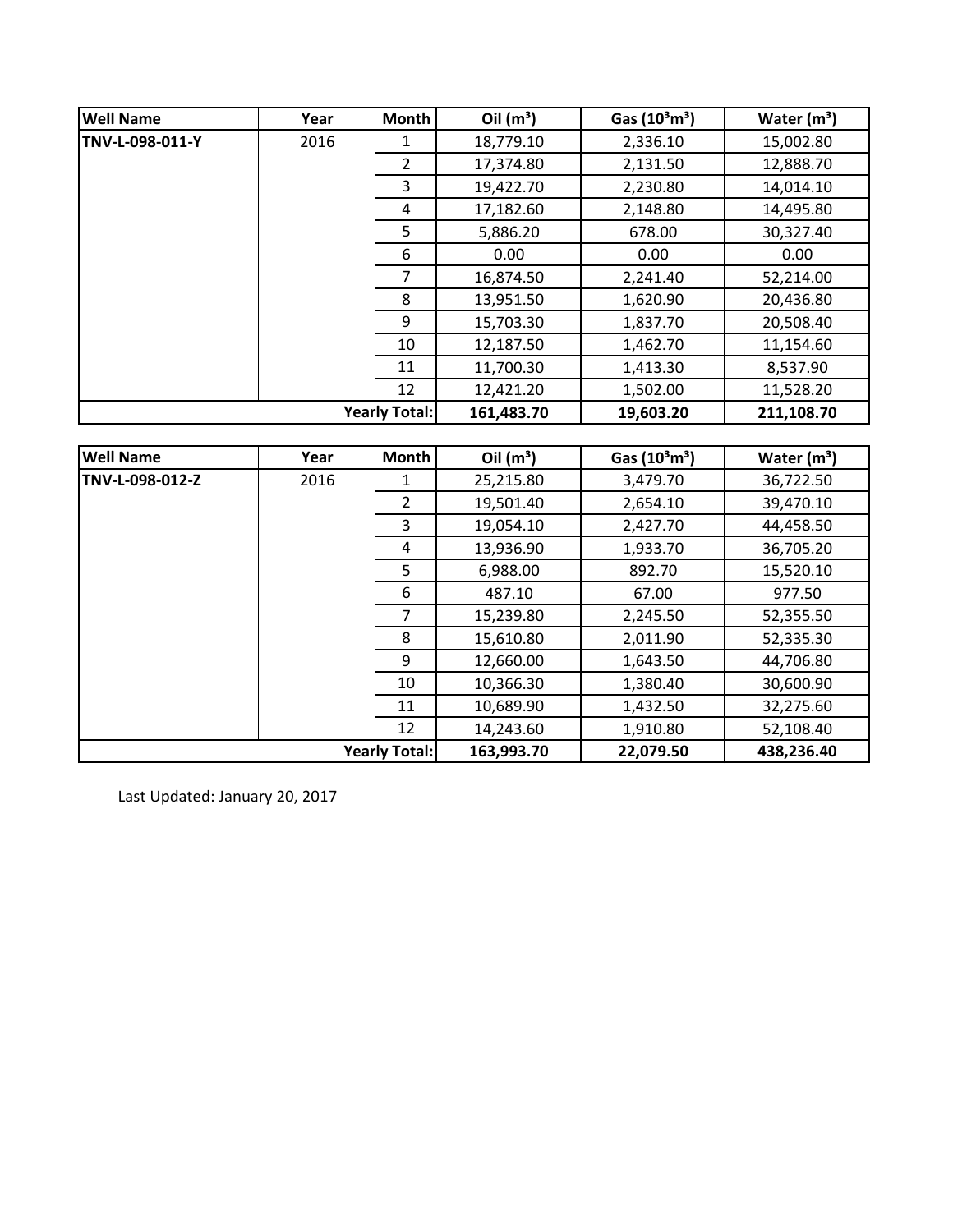| Well Name | Year | Month | Oil ($m^3$) | Gas ($10^3m^3$) | Water ($m^3$) |
|---|---|---|---|---|---|
| TNV-L-098-011-Y | 2016 | 1 | 18,779.10 | 2,336.10 | 15,002.80 |
| | | 2 | 17,374.80 | 2,131.50 | 12,888.70 |
| | | 3 | 19,422.70 | 2,230.80 | 14,014.10 |
| | | 4 | 17,182.60 | 2,148.80 | 14,495.80 |
| | | 5 | 5,886.20 | 678.00 | 30,327.40 |
| | | 6 | 0.00 | 0.00 | 0.00 |
| | | 7 | 16,874.50 | 2,241.40 | 52,214.00 |
| | | 8 | 13,951.50 | 1,620.90 | 20,436.80 |
| | | 9 | 15,703.30 | 1,837.70 | 20,508.40 |
| | | 10 | 12,187.50 | 1,462.70 | 11,154.60 |
| | | 11 | 11,700.30 | 1,413.30 | 8,537.90 |
| | | 12 | 12,421.20 | 1,502.00 | 11,528.20 |
| | | **Yearly Total:** | **161,483.70** | **19,603.20** | **211,108.70** |

| Well Name | Year | Month | Oil ($m^3$) | Gas ($10^3m^3$) | Water ($m^3$) |
|---|---|---|---|---|---|
| TNV-L-098-012-Z | 2016 | 1 | 25,215.80 | 3,479.70 | 36,722.50 |
| | | 2 | 19,501.40 | 2,654.10 | 39,470.10 |
| | | 3 | 19,054.10 | 2,427.70 | 44,458.50 |
| | | 4 | 13,936.90 | 1,933.70 | 36,705.20 |
| | | 5 | 6,988.00 | 892.70 | 15,520.10 |
| | | 6 | 487.10 | 67.00 | 977.50 |
| | | 7 | 15,239.80 | 2,245.50 | 52,355.50 |
| | | 8 | 15,610.80 | 2,011.90 | 52,335.30 |
| | | 9 | 12,660.00 | 1,643.50 | 44,706.80 |
| | | 10 | 10,366.30 | 1,380.40 | 30,600.90 |
| | | 11 | 10,689.90 | 1,432.50 | 32,275.60 |
| | | 12 | 14,243.60 | 1,910.80 | 52,108.40 |
| | | **Yearly Total:** | **163,993.70** | **22,079.50** | **438,236.40** |

Last Updated: January 20, 2017